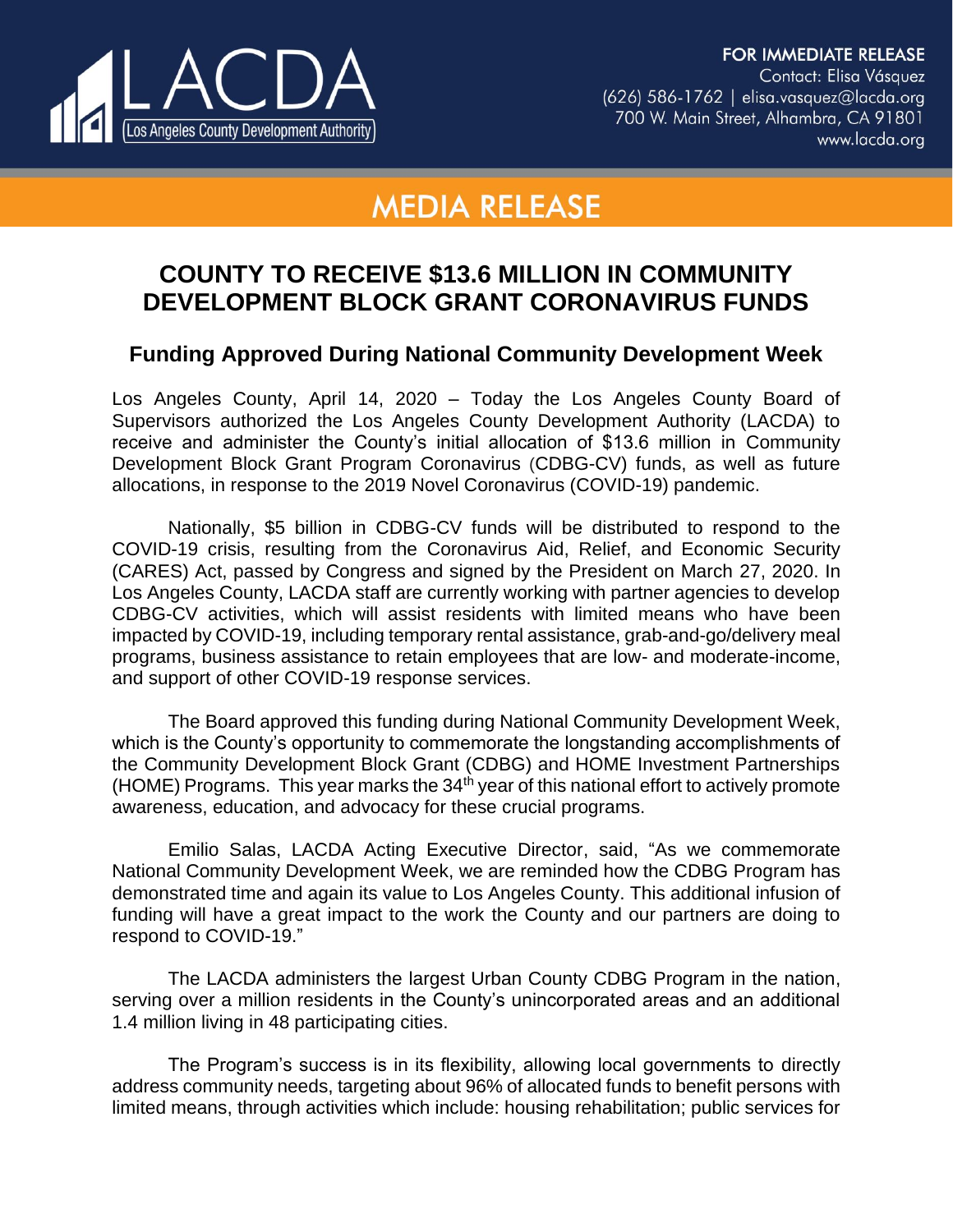LACDA
Los Angeles County Development Authority

**FOR IMMEDIATE RELEASE**
Contact: Elisa Vásquez
(626) 586-1762 | elisa.vasquez@lacda.org
700 W. Main Street, Alhambra, CA 91801
www.lacda.org

# MEDIA RELEASE

## COUNTY TO RECEIVE $13.6 MILLION IN COMMUNITY DEVELOPMENT BLOCK GRANT CORONAVIRUS FUNDS

### Funding Approved During National Community Development Week

Los Angeles County, April 14, 2020 – Today the Los Angeles County Board of Supervisors authorized the Los Angeles County Development Authority (LACDA) to receive and administer the County's initial allocation of $13.6 million in Community Development Block Grant Program Coronavirus (CDBG-CV) funds, as well as future allocations, in response to the 2019 Novel Coronavirus (COVID-19) pandemic.

Nationally, $5 billion in CDBG-CV funds will be distributed to respond to the COVID-19 crisis, resulting from the Coronavirus Aid, Relief, and Economic Security (CARES) Act, passed by Congress and signed by the President on March 27, 2020. In Los Angeles County, LACDA staff are currently working with partner agencies to develop CDBG-CV activities, which will assist residents with limited means who have been impacted by COVID-19, including temporary rental assistance, grab-and-go/delivery meal programs, business assistance to retain employees that are low- and moderate-income, and support of other COVID-19 response services.

The Board approved this funding during National Community Development Week, which is the County's opportunity to commemorate the longstanding accomplishments of the Community Development Block Grant (CDBG) and HOME Investment Partnerships (HOME) Programs. This year marks the 34th year of this national effort to actively promote awareness, education, and advocacy for these crucial programs.

Emilio Salas, LACDA Acting Executive Director, said, "As we commemorate National Community Development Week, we are reminded how the CDBG Program has demonstrated time and again its value to Los Angeles County. This additional infusion of funding will have a great impact to the work the County and our partners are doing to respond to COVID-19."

The LACDA administers the largest Urban County CDBG Program in the nation, serving over a million residents in the County's unincorporated areas and an additional 1.4 million living in 48 participating cities.

The Program's success is in its flexibility, allowing local governments to directly address community needs, targeting about 96% of allocated funds to benefit persons with limited means, through activities which include: housing rehabilitation; public services for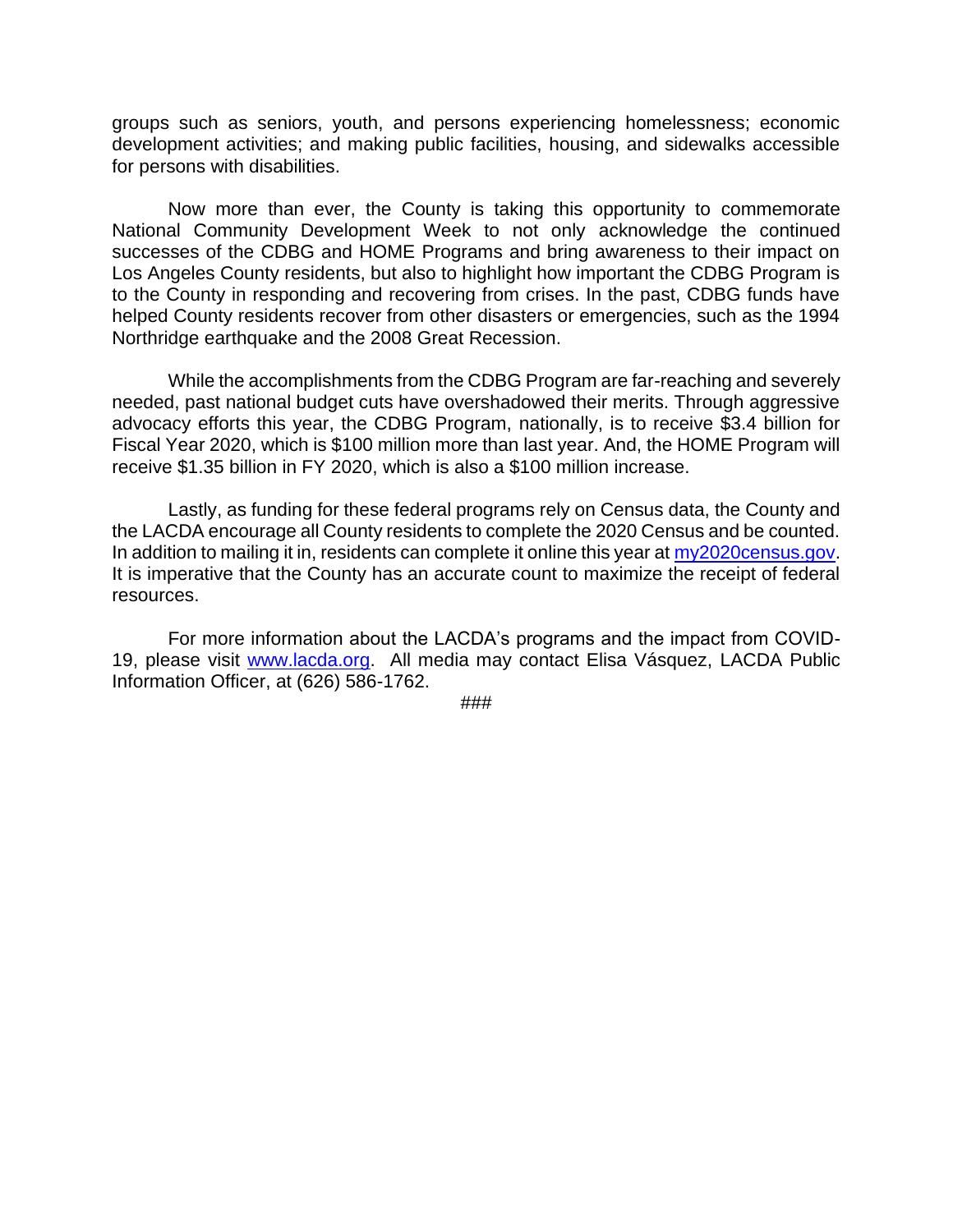groups such as seniors, youth, and persons experiencing homelessness; economic development activities; and making public facilities, housing, and sidewalks accessible for persons with disabilities.

Now more than ever, the County is taking this opportunity to commemorate National Community Development Week to not only acknowledge the continued successes of the CDBG and HOME Programs and bring awareness to their impact on Los Angeles County residents, but also to highlight how important the CDBG Program is to the County in responding and recovering from crises. In the past, CDBG funds have helped County residents recover from other disasters or emergencies, such as the 1994 Northridge earthquake and the 2008 Great Recession.

While the accomplishments from the CDBG Program are far-reaching and severely needed, past national budget cuts have overshadowed their merits. Through aggressive advocacy efforts this year, the CDBG Program, nationally, is to receive $3.4 billion for Fiscal Year 2020, which is $100 million more than last year. And, the HOME Program will receive $1.35 billion in FY 2020, which is also a $100 million increase.

Lastly, as funding for these federal programs rely on Census data, the County and the LACDA encourage all County residents to complete the 2020 Census and be counted. In addition to mailing it in, residents can complete it online this year at [my2020census.gov](my2020census.gov). It is imperative that the County has an accurate count to maximize the receipt of federal resources.

For more information about the LACDA's programs and the impact from COVID-19, please visit [www.lacda.org](www.lacda.org). All media may contact Elisa Vásquez, LACDA Public Information Officer, at (626) 586-1762.

###